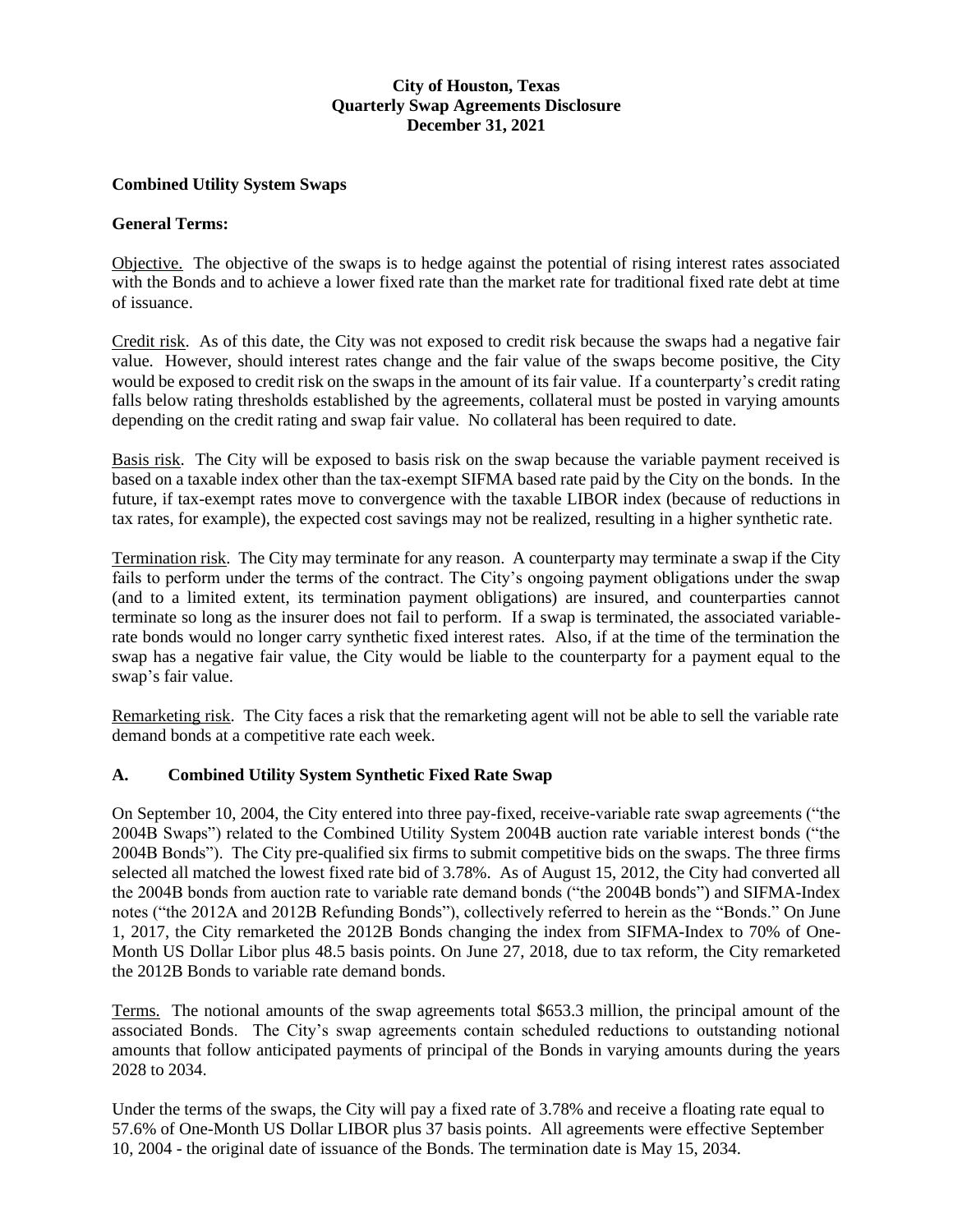**City of Houston, Texas**
**Quarterly Swap Agreements Disclosure**
**December 31, 2021**

**Combined Utility System Swaps**

**General Terms:**

Objective. The objective of the swaps is to hedge against the potential of rising interest rates associated with the Bonds and to achieve a lower fixed rate than the market rate for traditional fixed rate debt at time of issuance.

Credit risk. As of this date, the City was not exposed to credit risk because the swaps had a negative fair value. However, should interest rates change and the fair value of the swaps become positive, the City would be exposed to credit risk on the swaps in the amount of its fair value. If a counterparty's credit rating falls below rating thresholds established by the agreements, collateral must be posted in varying amounts depending on the credit rating and swap fair value. No collateral has been required to date.

Basis risk. The City will be exposed to basis risk on the swap because the variable payment received is based on a taxable index other than the tax-exempt SIFMA based rate paid by the City on the bonds. In the future, if tax-exempt rates move to convergence with the taxable LIBOR index (because of reductions in tax rates, for example), the expected cost savings may not be realized, resulting in a higher synthetic rate.

Termination risk. The City may terminate for any reason. A counterparty may terminate a swap if the City fails to perform under the terms of the contract. The City's ongoing payment obligations under the swap (and to a limited extent, its termination payment obligations) are insured, and counterparties cannot terminate so long as the insurer does not fail to perform. If a swap is terminated, the associated variable-rate bonds would no longer carry synthetic fixed interest rates. Also, if at the time of the termination the swap has a negative fair value, the City would be liable to the counterparty for a payment equal to the swap's fair value.

Remarketing risk. The City faces a risk that the remarketing agent will not be able to sell the variable rate demand bonds at a competitive rate each week.

## A. Combined Utility System Synthetic Fixed Rate Swap

On September 10, 2004, the City entered into three pay-fixed, receive-variable rate swap agreements ("the 2004B Swaps") related to the Combined Utility System 2004B auction rate variable interest bonds ("the 2004B Bonds"). The City pre-qualified six firms to submit competitive bids on the swaps. The three firms selected all matched the lowest fixed rate bid of 3.78%. As of August 15, 2012, the City had converted all the 2004B bonds from auction rate to variable rate demand bonds ("the 2004B bonds") and SIFMA-Index notes ("the 2012A and 2012B Refunding Bonds"), collectively referred to herein as the "Bonds." On June 1, 2017, the City remarketed the 2012B Bonds changing the index from SIFMA-Index to 70% of One-Month US Dollar Libor plus 48.5 basis points. On June 27, 2018, due to tax reform, the City remarketed the 2012B Bonds to variable rate demand bonds.

Terms. The notional amounts of the swap agreements total $653.3 million, the principal amount of the associated Bonds. The City's swap agreements contain scheduled reductions to outstanding notional amounts that follow anticipated payments of principal of the Bonds in varying amounts during the years 2028 to 2034.

Under the terms of the swaps, the City will pay a fixed rate of 3.78% and receive a floating rate equal to 57.6% of One-Month US Dollar LIBOR plus 37 basis points. All agreements were effective September 10, 2004 - the original date of issuance of the Bonds. The termination date is May 15, 2034.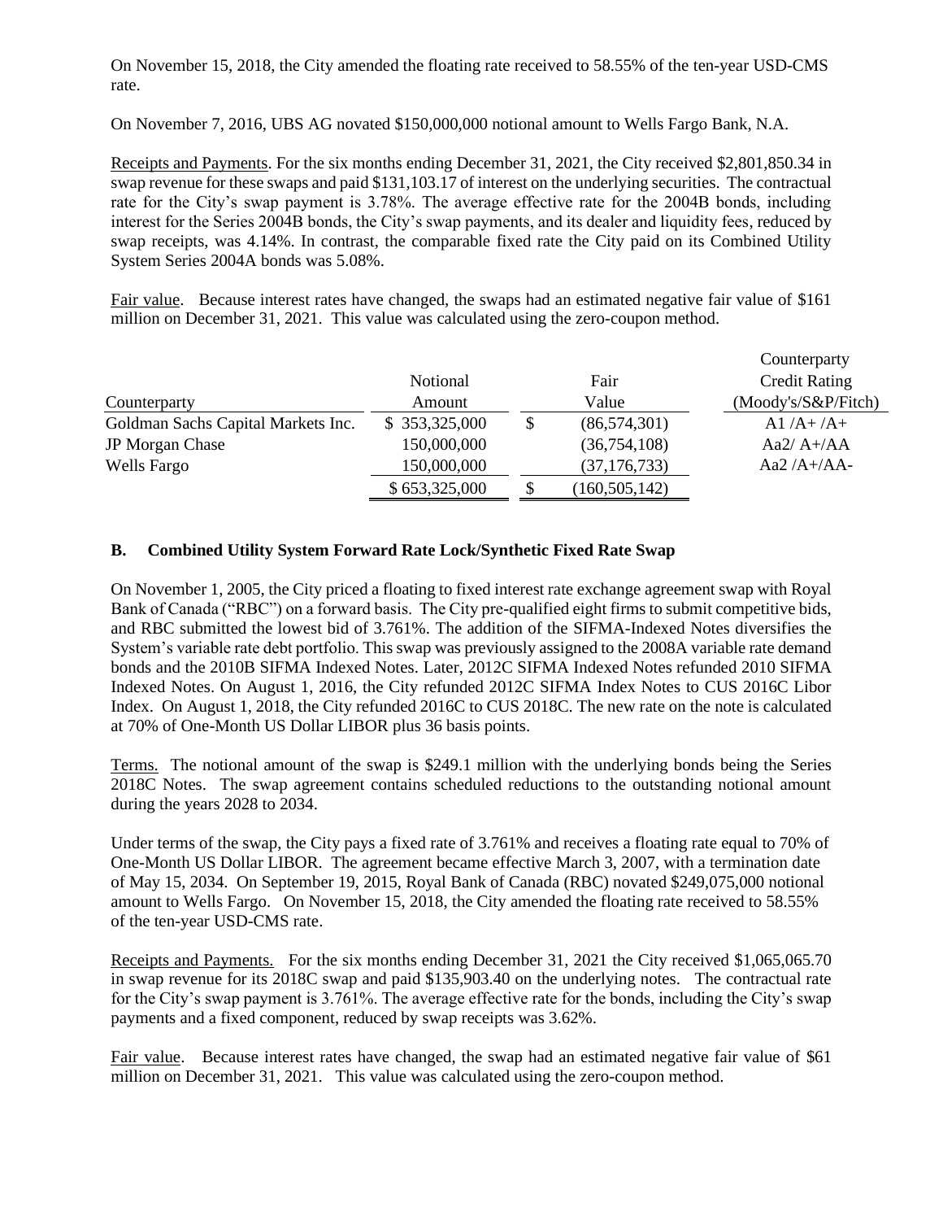On November 15, 2018, the City amended the floating rate received to 58.55% of the ten-year USD-CMS rate.

On November 7, 2016, UBS AG novated $150,000,000 notional amount to Wells Fargo Bank, N.A.

Receipts and Payments. For the six months ending December 31, 2021, the City received $2,801,850.34 in swap revenue for these swaps and paid $131,103.17 of interest on the underlying securities. The contractual rate for the City's swap payment is 3.78%. The average effective rate for the 2004B bonds, including interest for the Series 2004B bonds, the City's swap payments, and its dealer and liquidity fees, reduced by swap receipts, was 4.14%. In contrast, the comparable fixed rate the City paid on its Combined Utility System Series 2004A bonds was 5.08%.

Fair value. Because interest rates have changed, the swaps had an estimated negative fair value of $161 million on December 31, 2021. This value was calculated using the zero-coupon method.

| Counterparty | Notional Amount | Fair Value | Counterparty Credit Rating (Moody's/S&P/Fitch) |
|---|---|---|---|
| Goldman Sachs Capital Markets Inc. | $ 353,325,000 | $ (86,574,301) | A1 /A+ /A+ |
| JP Morgan Chase | 150,000,000 | (36,754,108) | Aa2/ A+/AA |
| Wells Fargo | 150,000,000 | (37,176,733) | Aa2 /A+/AA- |
| | $ 653,325,000 | $ (160,505,142) | |

## B. Combined Utility System Forward Rate Lock/Synthetic Fixed Rate Swap

On November 1, 2005, the City priced a floating to fixed interest rate exchange agreement swap with Royal Bank of Canada ("RBC") on a forward basis. The City pre-qualified eight firms to submit competitive bids, and RBC submitted the lowest bid of 3.761%. The addition of the SIFMA-Indexed Notes diversifies the System's variable rate debt portfolio. This swap was previously assigned to the 2008A variable rate demand bonds and the 2010B SIFMA Indexed Notes. Later, 2012C SIFMA Indexed Notes refunded 2010 SIFMA Indexed Notes. On August 1, 2016, the City refunded 2012C SIFMA Index Notes to CUS 2016C Libor Index. On August 1, 2018, the City refunded 2016C to CUS 2018C. The new rate on the note is calculated at 70% of One-Month US Dollar LIBOR plus 36 basis points.

Terms. The notional amount of the swap is $249.1 million with the underlying bonds being the Series 2018C Notes. The swap agreement contains scheduled reductions to the outstanding notional amount during the years 2028 to 2034.

Under terms of the swap, the City pays a fixed rate of 3.761% and receives a floating rate equal to 70% of One-Month US Dollar LIBOR. The agreement became effective March 3, 2007, with a termination date of May 15, 2034. On September 19, 2015, Royal Bank of Canada (RBC) novated $249,075,000 notional amount to Wells Fargo. On November 15, 2018, the City amended the floating rate received to 58.55% of the ten-year USD-CMS rate.

Receipts and Payments. For the six months ending December 31, 2021 the City received $1,065,065.70 in swap revenue for its 2018C swap and paid $135,903.40 on the underlying notes. The contractual rate for the City's swap payment is 3.761%. The average effective rate for the bonds, including the City's swap payments and a fixed component, reduced by swap receipts was 3.62%.

Fair value. Because interest rates have changed, the swap had an estimated negative fair value of $61 million on December 31, 2021. This value was calculated using the zero-coupon method.